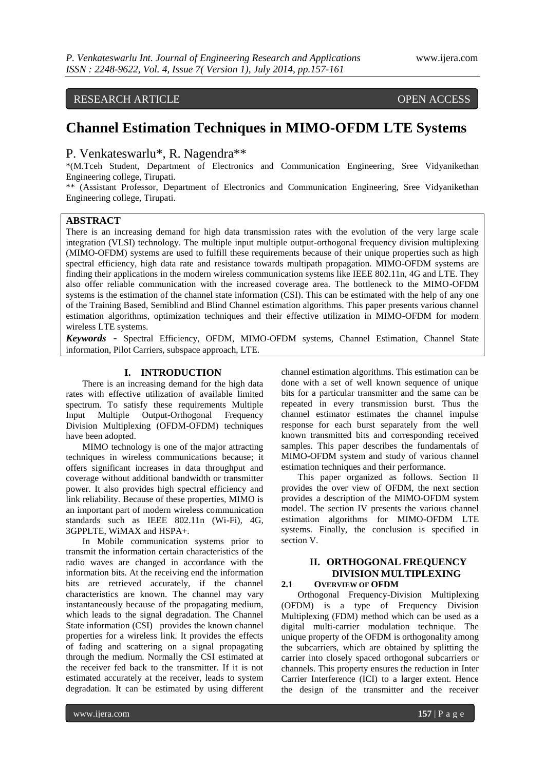RESEARCH ARTICLE OPEN ACCESS

# Channel Estimation Techniques in MIMO-OFDM LTE Systems

P. Venkateswarlu*, R. Nagendra**

*(M.Tceh Student, Department of Electronics and Communication Engineering, Sree Vidyanikethan Engineering college, Tirupati.

** (Assistant Professor, Department of Electronics and Communication Engineering, Sree Vidyanikethan Engineering college, Tirupati.

## ABSTRACT

There is an increasing demand for high data transmission rates with the evolution of the very large scale integration (VLSI) technology. The multiple input multiple output-orthogonal frequency division multiplexing (MIMO-OFDM) systems are used to fulfill these requirements because of their unique properties such as high spectral efficiency, high data rate and resistance towards multipath propagation. MIMO-OFDM systems are finding their applications in the modern wireless communication systems like IEEE 802.11n, 4G and LTE. They also offer reliable communication with the increased coverage area. The bottleneck to the MIMO-OFDM systems is the estimation of the channel state information (CSI). This can be estimated with the help of any one of the Training Based, Semiblind and Blind Channel estimation algorithms. This paper presents various channel estimation algorithms, optimization techniques and their effective utilization in MIMO-OFDM for modern wireless LTE systems.

***Keywords*** **-** Spectral Efficiency, OFDM, MIMO-OFDM systems, Channel Estimation, Channel State information, Pilot Carriers, subspace approach, LTE.

## I. INTRODUCTION

There is an increasing demand for the high data rates with effective utilization of available limited spectrum. To satisfy these requirements Multiple Input Multiple Output-Orthogonal Frequency Division Multiplexing (OFDM-OFDM) techniques have been adopted.

MIMO technology is one of the major attracting techniques in wireless communications because; it offers significant increases in data throughput and coverage without additional bandwidth or transmitter power. It also provides high spectral efficiency and link reliability. Because of these properties, MIMO is an important part of modern wireless communication standards such as IEEE 802.11n (Wi-Fi), 4G, 3GPPLTE, WiMAX and HSPA+.

In Mobile communication systems prior to transmit the information certain characteristics of the radio waves are changed in accordance with the information bits. At the receiving end the information bits are retrieved accurately, if the channel characteristics are known. The channel may vary instantaneously because of the propagating medium, which leads to the signal degradation. The Channel State information (CSI) provides the known channel properties for a wireless link. It provides the effects of fading and scattering on a signal propagating through the medium. Normally the CSI estimated at the receiver fed back to the transmitter. If it is not estimated accurately at the receiver, leads to system degradation. It can be estimated by using different channel estimation algorithms. This estimation can be done with a set of well known sequence of unique bits for a particular transmitter and the same can be repeated in every transmission burst. Thus the channel estimator estimates the channel impulse response for each burst separately from the well known transmitted bits and corresponding received samples. This paper describes the fundamentals of MIMO-OFDM system and study of various channel estimation techniques and their performance.

This paper organized as follows. Section II provides the over view of OFDM, the next section provides a description of the MIMO-OFDM system model. The section IV presents the various channel estimation algorithms for MIMO-OFDM LTE systems. Finally, the conclusion is specified in section V.

## II. ORTHOGONAL FREQUENCY DIVISION MULTIPLEXING

### 2.1 OVERVIEW OF OFDM

Orthogonal Frequency-Division Multiplexing (OFDM) is a type of Frequency Division Multiplexing (FDM) method which can be used as a digital multi-carrier modulation technique. The unique property of the OFDM is orthogonality among the subcarriers, which are obtained by splitting the carrier into closely spaced orthogonal subcarriers or channels. This property ensures the reduction in Inter Carrier Interference (ICI) to a larger extent. Hence the design of the transmitter and the receiver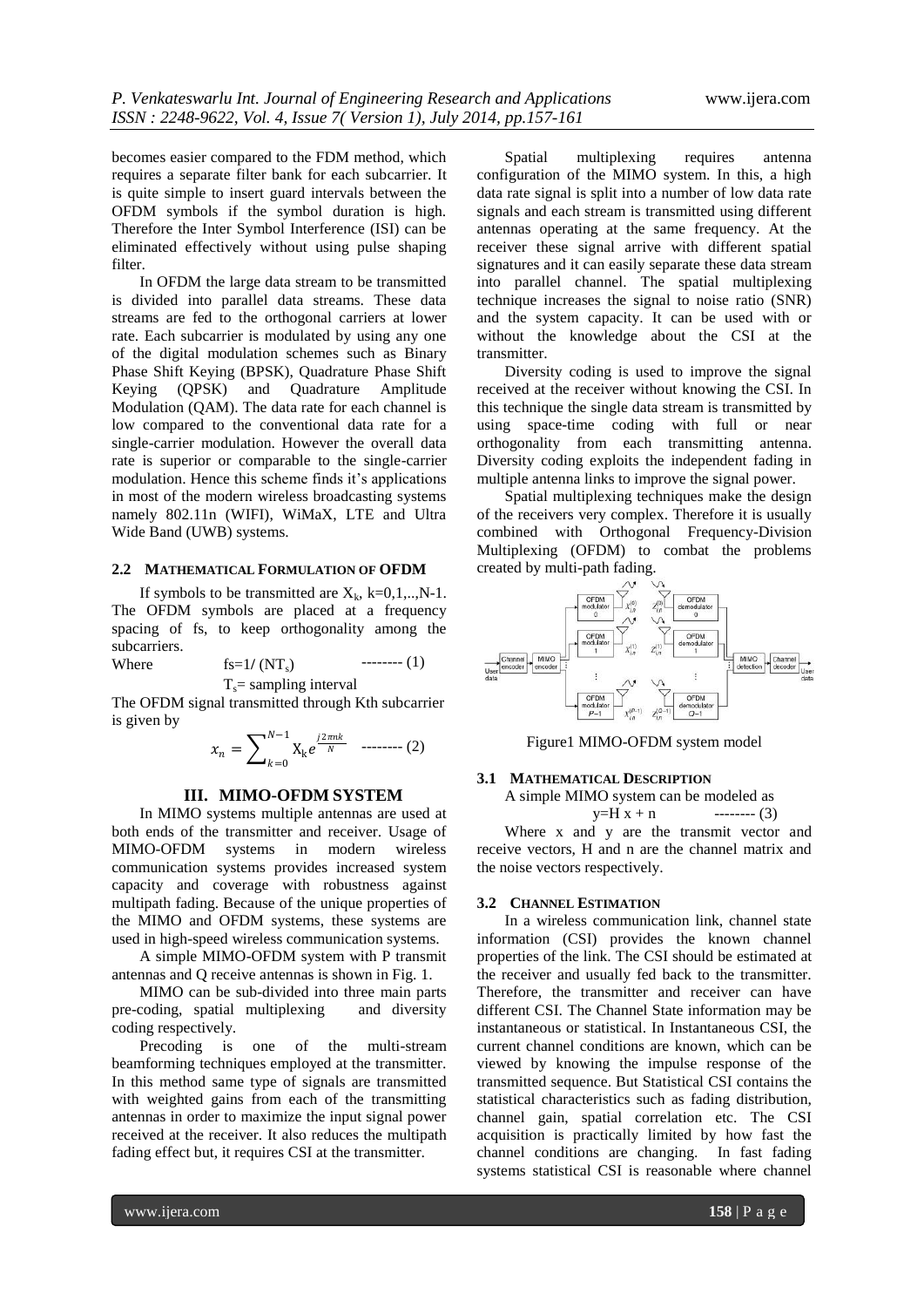becomes easier compared to the FDM method, which requires a separate filter bank for each subcarrier. It is quite simple to insert guard intervals between the OFDM symbols if the symbol duration is high. Therefore the Inter Symbol Interference (ISI) can be eliminated effectively without using pulse shaping filter.

In OFDM the large data stream to be transmitted is divided into parallel data streams. These data streams are fed to the orthogonal carriers at lower rate. Each subcarrier is modulated by using any one of the digital modulation schemes such as Binary Phase Shift Keying (BPSK), Quadrature Phase Shift Keying (QPSK) and Quadrature Amplitude Modulation (QAM). The data rate for each channel is low compared to the conventional data rate for a single-carrier modulation. However the overall data rate is superior or comparable to the single-carrier modulation. Hence this scheme finds it's applications in most of the modern wireless broadcasting systems namely 802.11n (WIFI), WiMaX, LTE and Ultra Wide Band (UWB) systems.

### 2.2 MATHEMATICAL FORMULATION OF OFDM

If symbols to be transmitted are $X_k$, k=0,1,..,N-1. The OFDM symbols are placed at a frequency spacing of fs, to keep orthogonality among the subcarriers.

Where $$fs=1/(NT_s) \quad \text{-------- (1)}$$

$T_s$= sampling interval

The OFDM signal transmitted through Kth subcarrier is given by

$$x_n = \sum_{k=0}^{N-1} X_k e^{\frac{j2\pi nk}{N}} \quad \text{-------- (2)}$$

## III. MIMO-OFDM SYSTEM

In MIMO systems multiple antennas are used at both ends of the transmitter and receiver. Usage of MIMO-OFDM systems in modern wireless communication systems provides increased system capacity and coverage with robustness against multipath fading. Because of the unique properties of the MIMO and OFDM systems, these systems are used in high-speed wireless communication systems.

A simple MIMO-OFDM system with P transmit antennas and Q receive antennas is shown in Fig. 1.

MIMO can be sub-divided into three main parts pre-coding, spatial multiplexing and diversity coding respectively.

Precoding is one of the multi-stream beamforming techniques employed at the transmitter. In this method same type of signals are transmitted with weighted gains from each of the transmitting antennas in order to maximize the input signal power received at the receiver. It also reduces the multipath fading effect but, it requires CSI at the transmitter.

Spatial multiplexing requires antenna configuration of the MIMO system. In this, a high data rate signal is split into a number of low data rate signals and each stream is transmitted using different antennas operating at the same frequency. At the receiver these signal arrive with different spatial signatures and it can easily separate these data stream into parallel channel. The spatial multiplexing technique increases the signal to noise ratio (SNR) and the system capacity. It can be used with or without the knowledge about the CSI at the transmitter.

Diversity coding is used to improve the signal received at the receiver without knowing the CSI. In this technique the single data stream is transmitted by using space-time coding with full or near orthogonality from each transmitting antenna. Diversity coding exploits the independent fading in multiple antenna links to improve the signal power.

Spatial multiplexing techniques make the design of the receivers very complex. Therefore it is usually combined with Orthogonal Frequency-Division Multiplexing (OFDM) to combat the problems created by multi-path fading.

Figure1 MIMO-OFDM system model

### 3.1 MATHEMATICAL DESCRIPTION

A simple MIMO system can be modeled as

$$y = H\,x + n \quad \text{-------- (3)}$$

Where x and y are the transmit vector and receive vectors, H and n are the channel matrix and the noise vectors respectively.

### 3.2 CHANNEL ESTIMATION

In a wireless communication link, channel state information (CSI) provides the known channel properties of the link. The CSI should be estimated at the receiver and usually fed back to the transmitter. Therefore, the transmitter and receiver can have different CSI. The Channel State information may be instantaneous or statistical. In Instantaneous CSI, the current channel conditions are known, which can be viewed by knowing the impulse response of the transmitted sequence. But Statistical CSI contains the statistical characteristics such as fading distribution, channel gain, spatial correlation etc. The CSI acquisition is practically limited by how fast the channel conditions are changing. In fast fading systems statistical CSI is reasonable where channel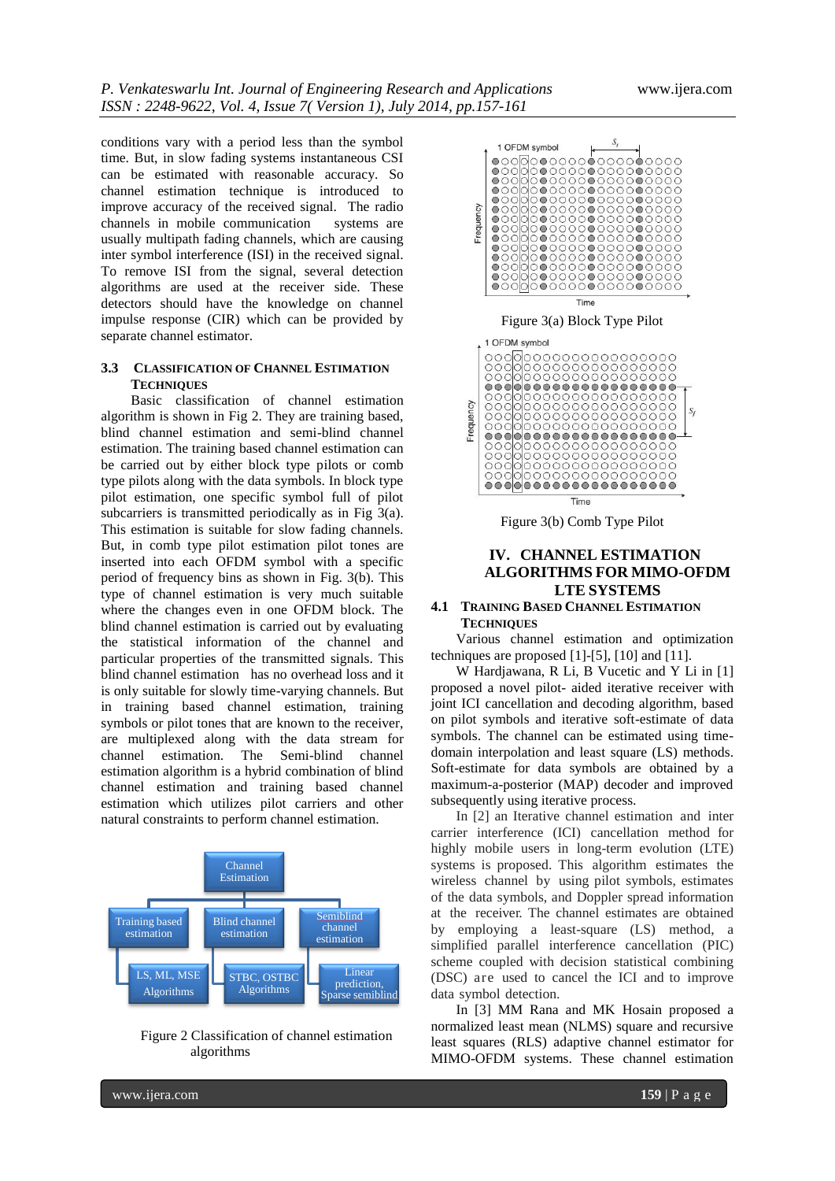conditions vary with a period less than the symbol time. But, in slow fading systems instantaneous CSI can be estimated with reasonable accuracy. So channel estimation technique is introduced to improve accuracy of the received signal. The radio channels in mobile communication systems are usually multipath fading channels, which are causing inter symbol interference (ISI) in the received signal. To remove ISI from the signal, several detection algorithms are used at the receiver side. These detectors should have the knowledge on channel impulse response (CIR) which can be provided by separate channel estimator.

### 3.3 CLASSIFICATION OF CHANNEL ESTIMATION TECHNIQUES

Basic classification of channel estimation algorithm is shown in Fig 2. They are training based, blind channel estimation and semi-blind channel estimation. The training based channel estimation can be carried out by either block type pilots or comb type pilots along with the data symbols. In block type pilot estimation, one specific symbol full of pilot subcarriers is transmitted periodically as in Fig 3(a). This estimation is suitable for slow fading channels. But, in comb type pilot estimation pilot tones are inserted into each OFDM symbol with a specific period of frequency bins as shown in Fig. 3(b). This type of channel estimation is very much suitable where the changes even in one OFDM block. The blind channel estimation is carried out by evaluating the statistical information of the channel and particular properties of the transmitted signals. This blind channel estimation has no overhead loss and it is only suitable for slowly time-varying channels. But in training based channel estimation, training symbols or pilot tones that are known to the receiver, are multiplexed along with the data stream for channel estimation. The Semi-blind channel estimation algorithm is a hybrid combination of blind channel estimation and training based channel estimation which utilizes pilot carriers and other natural constraints to perform channel estimation.

Figure 2 Classification of channel estimation algorithms

Figure 3(a) Block Type Pilot

Figure 3(b) Comb Type Pilot

## IV. CHANNEL ESTIMATION ALGORITHMS FOR MIMO-OFDM LTE SYSTEMS

### 4.1 TRAINING BASED CHANNEL ESTIMATION TECHNIQUES

Various channel estimation and optimization techniques are proposed [1]-[5], [10] and [11].

W Hardjawana, R Li, B Vucetic and Y Li in [1] proposed a novel pilot- aided iterative receiver with joint ICI cancellation and decoding algorithm, based on pilot symbols and iterative soft-estimate of data symbols. The channel can be estimated using time-domain interpolation and least square (LS) methods. Soft-estimate for data symbols are obtained by a maximum-a-posterior (MAP) decoder and improved subsequently using iterative process.

In [2] an Iterative channel estimation and inter carrier interference (ICI) cancellation method for highly mobile users in long-term evolution (LTE) systems is proposed. This algorithm estimates the wireless channel by using pilot symbols, estimates of the data symbols, and Doppler spread information at the receiver. The channel estimates are obtained by employing a least-square (LS) method, a simplified parallel interference cancellation (PIC) scheme coupled with decision statistical combining (DSC) are used to cancel the ICI and to improve data symbol detection.

In [3] MM Rana and MK Hosain proposed a normalized least mean (NLMS) square and recursive least squares (RLS) adaptive channel estimator for MIMO-OFDM systems. These channel estimation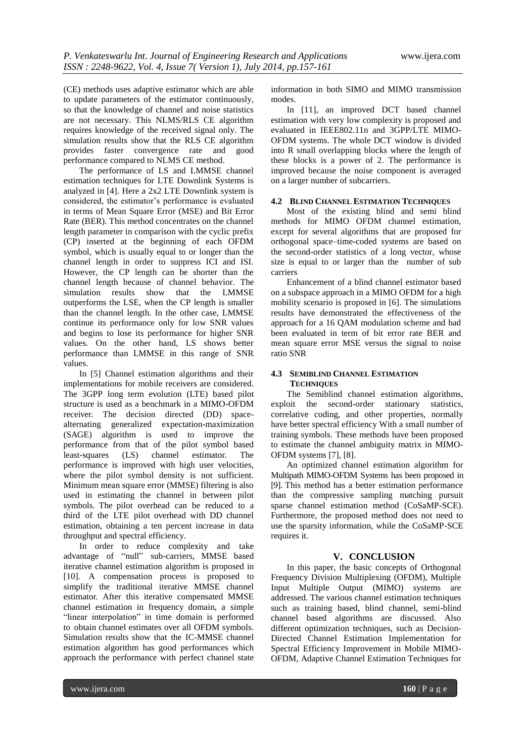(CE) methods uses adaptive estimator which are able to update parameters of the estimator continuously, so that the knowledge of channel and noise statistics are not necessary. This NLMS/RLS CE algorithm requires knowledge of the received signal only. The simulation results show that the RLS CE algorithm provides faster convergence rate and good performance compared to NLMS CE method.

The performance of LS and LMMSE channel estimation techniques for LTE Downlink Systems is analyzed in [4]. Here a 2x2 LTE Downlink system is considered, the estimator's performance is evaluated in terms of Mean Square Error (MSE) and Bit Error Rate (BER). This method concentrates on the channel length parameter in comparison with the cyclic prefix (CP) inserted at the beginning of each OFDM symbol, which is usually equal to or longer than the channel length in order to suppress ICI and ISI. However, the CP length can be shorter than the channel length because of channel behavior. The simulation results show that the LMMSE outperforms the LSE, when the CP length is smaller than the channel length. In the other case, LMMSE continue its performance only for low SNR values and begins to lose its performance for higher SNR values. On the other hand, LS shows better performance than LMMSE in this range of SNR values.

In [5] Channel estimation algorithms and their implementations for mobile receivers are considered. The 3GPP long term evolution (LTE) based pilot structure is used as a benchmark in a MIMO-OFDM receiver. The decision directed (DD) space-alternating generalized expectation-maximization (SAGE) algorithm is used to improve the performance from that of the pilot symbol based least-squares (LS) channel estimator. The performance is improved with high user velocities, where the pilot symbol density is not sufficient. Minimum mean square error (MMSE) filtering is also used in estimating the channel in between pilot symbols. The pilot overhead can be reduced to a third of the LTE pilot overhead with DD channel estimation, obtaining a ten percent increase in data throughput and spectral efficiency.

In order to reduce complexity and take advantage of "null" sub-carriers, MMSE based iterative channel estimation algorithm is proposed in [10]. A compensation process is proposed to simplify the traditional iterative MMSE channel estimator. After this iterative compensated MMSE channel estimation in frequency domain, a simple "linear interpolation" in time domain is performed to obtain channel estimates over all OFDM symbols. Simulation results show that the IC-MMSE channel estimation algorithm has good performances which approach the performance with perfect channel state information in both SIMO and MIMO transmission modes.

In [11], an improved DCT based channel estimation with very low complexity is proposed and evaluated in IEEE802.11n and 3GPP/LTE MIMO-OFDM systems. The whole DCT window is divided into R small overlapping blocks where the length of these blocks is a power of 2. The performance is improved because the noise component is averaged on a larger number of subcarriers.

### 4.2 BLIND CHANNEL ESTIMATION TECHNIQUES

Most of the existing blind and semi blind methods for MIMO OFDM channel estimation, except for several algorithms that are proposed for orthogonal space–time-coded systems are based on the second-order statistics of a long vector, whose size is equal to or larger than the number of sub carriers

Enhancement of a blind channel estimator based on a subspace approach in a MIMO OFDM for a high mobility scenario is proposed in [6]. The simulations results have demonstrated the effectiveness of the approach for a 16 QAM modulation scheme and had been evaluated in term of bit error rate BER and mean square error MSE versus the signal to noise ratio SNR

### 4.3 SEMIBLIND CHANNEL ESTIMATION TECHNIQUES

The Semiblind channel estimation algorithms, exploit the second-order stationary statistics, correlative coding, and other properties, normally have better spectral efficiency With a small number of training symbols. These methods have been proposed to estimate the channel ambiguity matrix in MIMO-OFDM systems [7], [8].

An optimized channel estimation algorithm for Multipath MIMO-OFDM Systems has been proposed in [9]. This method has a better estimation performance than the compressive sampling matching pursuit sparse channel estimation method (CoSaMP-SCE). Furthermore, the proposed method does not need to use the sparsity information, while the CoSaMP-SCE requires it.

## V. CONCLUSION

In this paper, the basic concepts of Orthogonal Frequency Division Multiplexing (OFDM), Multiple Input Multiple Output (MIMO) systems are addressed. The various channel estimation techniques such as training based, blind channel, semi-blind channel based algorithms are discussed. Also different optimization techniques, such as Decision-Directed Channel Estimation Implementation for Spectral Efficiency Improvement in Mobile MIMO-OFDM, Adaptive Channel Estimation Techniques for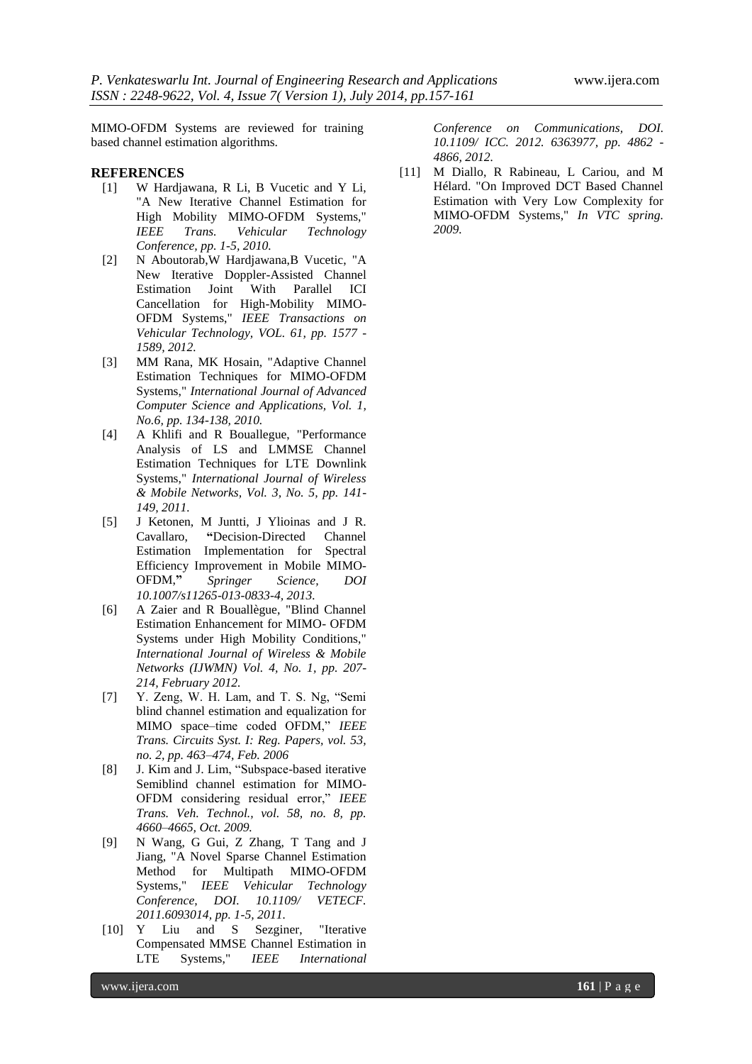MIMO-OFDM Systems are reviewed for training based channel estimation algorithms.

## REFERENCES

[1] W Hardjawana, R Li, B Vucetic and Y Li, "A New Iterative Channel Estimation for High Mobility MIMO-OFDM Systems," *IEEE Trans. Vehicular Technology Conference, pp. 1-5, 2010.*

[2] N Aboutorab,W Hardjawana,B Vucetic, "A New Iterative Doppler-Assisted Channel Estimation Joint With Parallel ICI Cancellation for High-Mobility MIMO-OFDM Systems," *IEEE Transactions on Vehicular Technology, VOL. 61, pp. 1577 - 1589, 2012.*

[3] MM Rana, MK Hosain, "Adaptive Channel Estimation Techniques for MIMO-OFDM Systems," *International Journal of Advanced Computer Science and Applications, Vol. 1, No.6, pp. 134-138, 2010.*

[4] A Khlifi and R Bouallegue, "Performance Analysis of LS and LMMSE Channel Estimation Techniques for LTE Downlink Systems," *International Journal of Wireless & Mobile Networks, Vol. 3, No. 5, pp. 141-149, 2011.*

[5] J Ketonen, M Juntti, J Ylioinas and J R. Cavallaro, "Decision-Directed Channel Estimation Implementation for Spectral Efficiency Improvement in Mobile MIMO-OFDM," *Springer Science, DOI 10.1007/s11265-013-0833-4, 2013.*

[6] A Zaier and R Bouallègue, "Blind Channel Estimation Enhancement for MIMO- OFDM Systems under High Mobility Conditions," *International Journal of Wireless & Mobile Networks (IJWMN) Vol. 4, No. 1, pp. 207-214, February 2012.*

[7] Y. Zeng, W. H. Lam, and T. S. Ng, "Semi blind channel estimation and equalization for MIMO space–time coded OFDM," *IEEE Trans. Circuits Syst. I: Reg. Papers, vol. 53, no. 2, pp. 463–474, Feb. 2006*

[8] J. Kim and J. Lim, "Subspace-based iterative Semiblind channel estimation for MIMO-OFDM considering residual error," *IEEE Trans. Veh. Technol., vol. 58, no. 8, pp. 4660–4665, Oct. 2009.*

[9] N Wang, G Gui, Z Zhang, T Tang and J Jiang, "A Novel Sparse Channel Estimation Method for Multipath MIMO-OFDM Systems," *IEEE Vehicular Technology Conference, DOI. 10.1109/ VETECF. 2011.6093014, pp. 1-5, 2011.*

[10] Y Liu and S Sezginer, "Iterative Compensated MMSE Channel Estimation in LTE Systems," *IEEE International Conference on Communications, DOI. 10.1109/ ICC. 2012. 6363977, pp. 4862 - 4866, 2012.*

[11] M Diallo, R Rabineau, L Cariou, and M Hélard. "On Improved DCT Based Channel Estimation with Very Low Complexity for MIMO-OFDM Systems," *In VTC spring. 2009.*